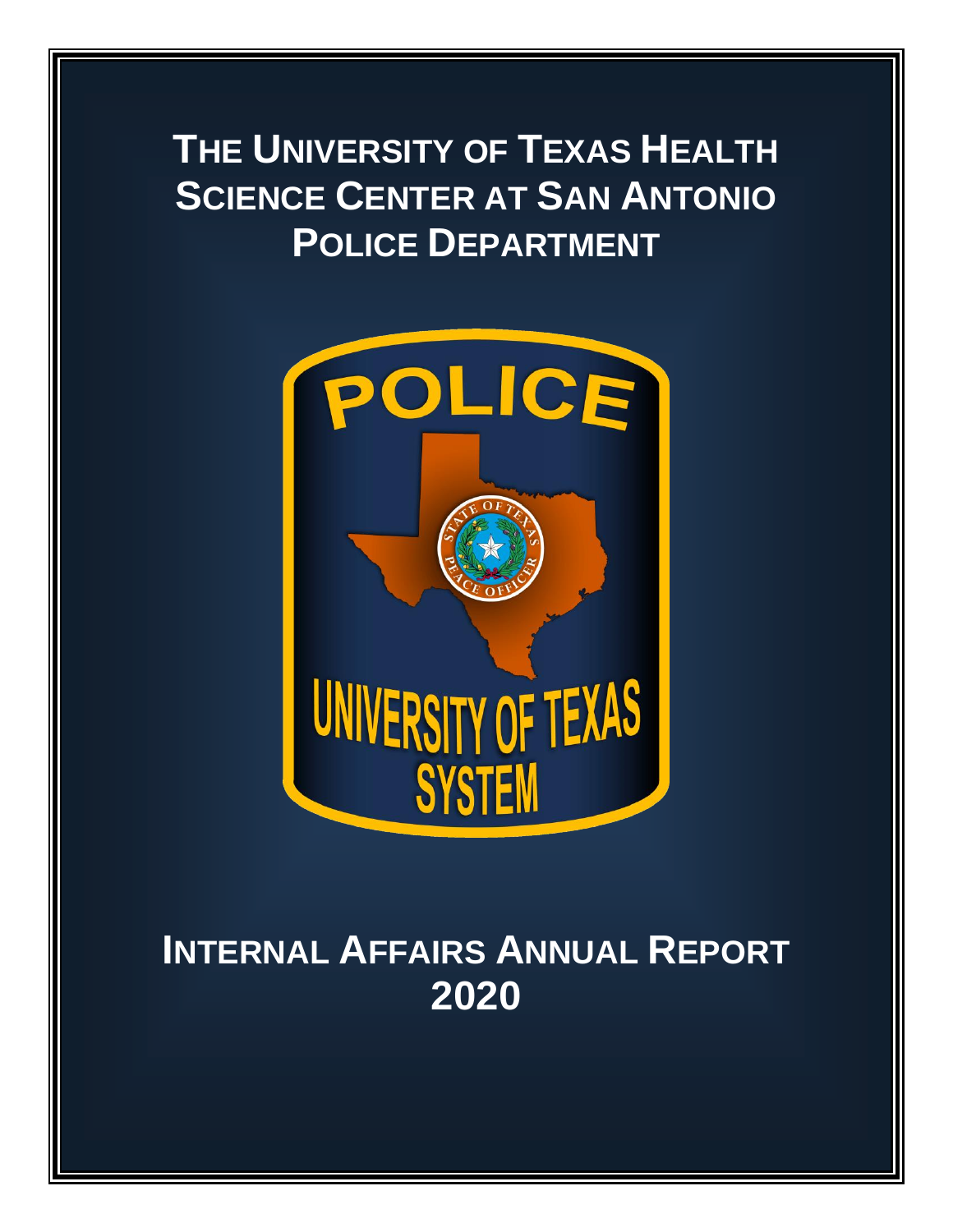# THE UNIVERSITY OF TEXAS HEALTH SCIENCE CENTER AT SAN ANTONIO POLICE DEPARTMENT

# INTERNAL AFFAIRS ANNUAL REPORT 2020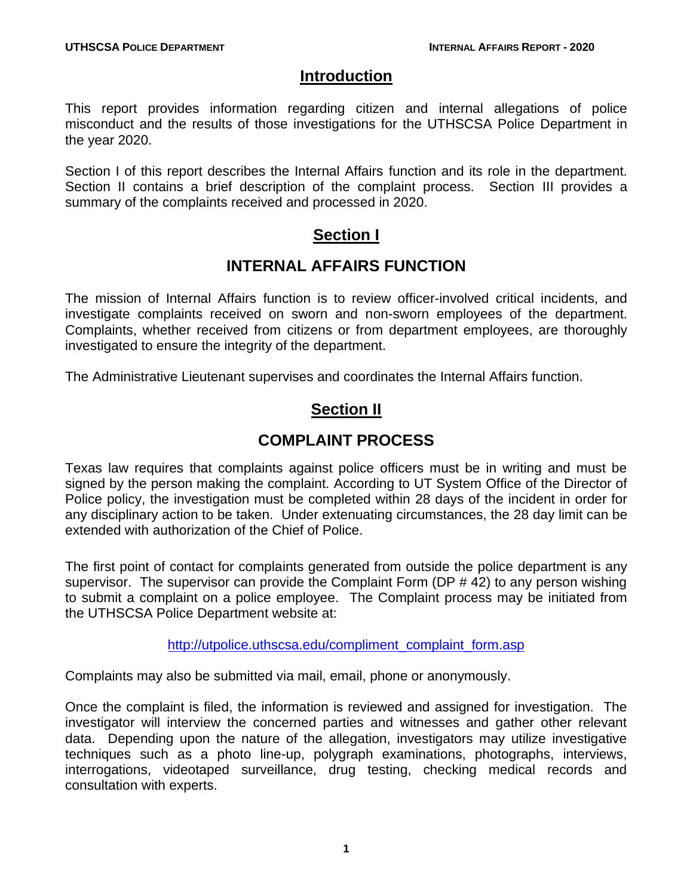# Introduction

This report provides information regarding citizen and internal allegations of police misconduct and the results of those investigations for the UTHSCSA Police Department in the year 2020.

Section I of this report describes the Internal Affairs function and its role in the department. Section II contains a brief description of the complaint process. Section III provides a summary of the complaints received and processed in 2020.

# Section I

## INTERNAL AFFAIRS FUNCTION

The mission of Internal Affairs function is to review officer-involved critical incidents, and investigate complaints received on sworn and non-sworn employees of the department. Complaints, whether received from citizens or from department employees, are thoroughly investigated to ensure the integrity of the department.

The Administrative Lieutenant supervises and coordinates the Internal Affairs function.

# Section II

## COMPLAINT PROCESS

Texas law requires that complaints against police officers must be in writing and must be signed by the person making the complaint. According to UT System Office of the Director of Police policy, the investigation must be completed within 28 days of the incident in order for any disciplinary action to be taken. Under extenuating circumstances, the 28 day limit can be extended with authorization of the Chief of Police.

The first point of contact for complaints generated from outside the police department is any supervisor. The supervisor can provide the Complaint Form (DP # 42) to any person wishing to submit a complaint on a police employee. The Complaint process may be initiated from the UTHSCSA Police Department website at:

http://utpolice.uthscsa.edu/compliment_complaint_form.asp

Complaints may also be submitted via mail, email, phone or anonymously.

Once the complaint is filed, the information is reviewed and assigned for investigation. The investigator will interview the concerned parties and witnesses and gather other relevant data. Depending upon the nature of the allegation, investigators may utilize investigative techniques such as a photo line-up, polygraph examinations, photographs, interviews, interrogations, videotaped surveillance, drug testing, checking medical records and consultation with experts.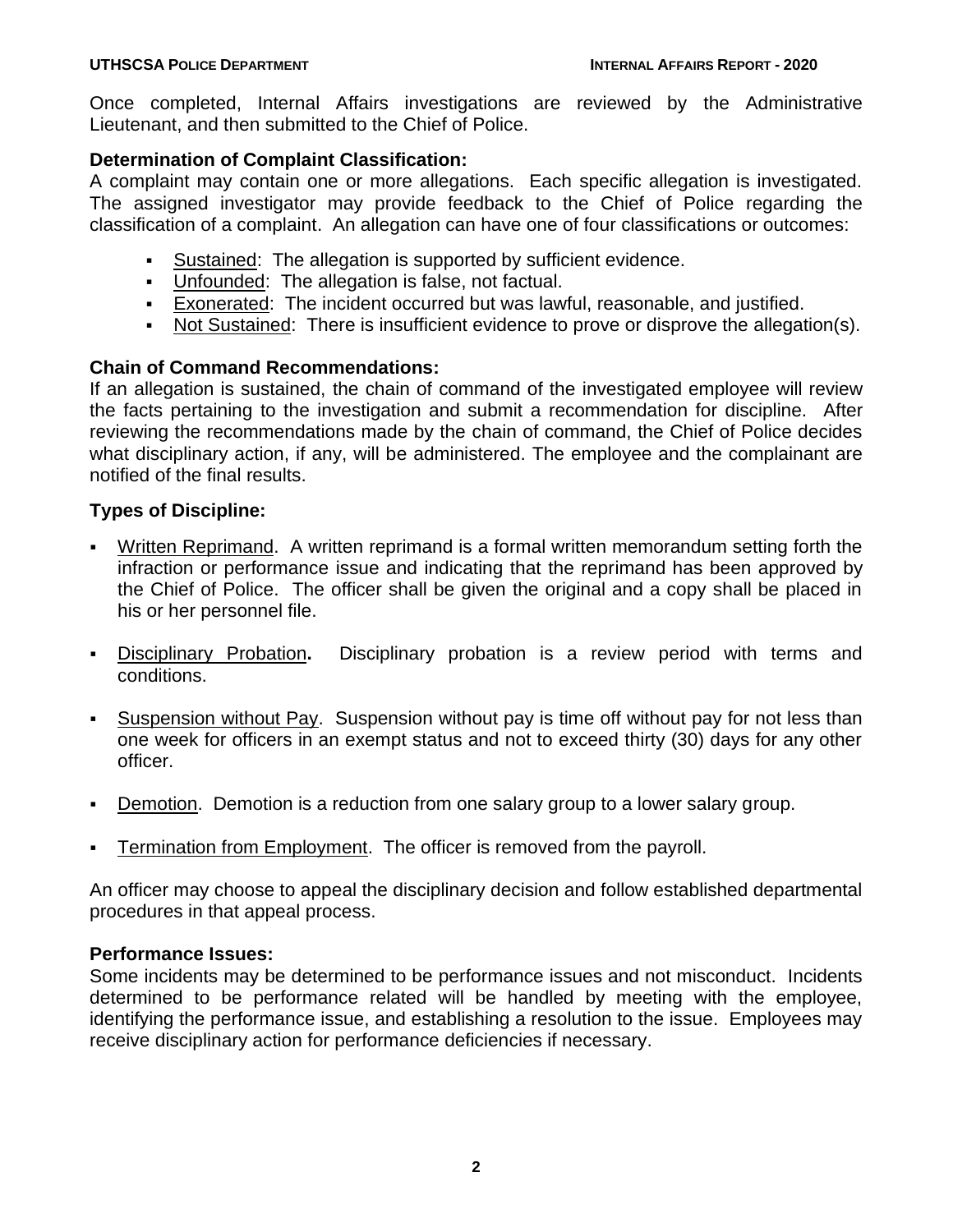Once completed, Internal Affairs investigations are reviewed by the Administrative Lieutenant, and then submitted to the Chief of Police.

**Determination of Complaint Classification:**
A complaint may contain one or more allegations. Each specific allegation is investigated. The assigned investigator may provide feedback to the Chief of Police regarding the classification of a complaint. An allegation can have one of four classifications or outcomes:

- Sustained: The allegation is supported by sufficient evidence.
- Unfounded: The allegation is false, not factual.
- Exonerated: The incident occurred but was lawful, reasonable, and justified.
- Not Sustained: There is insufficient evidence to prove or disprove the allegation(s).

**Chain of Command Recommendations:**
If an allegation is sustained, the chain of command of the investigated employee will review the facts pertaining to the investigation and submit a recommendation for discipline. After reviewing the recommendations made by the chain of command, the Chief of Police decides what disciplinary action, if any, will be administered. The employee and the complainant are notified of the final results.

**Types of Discipline:**

- Written Reprimand. A written reprimand is a formal written memorandum setting forth the infraction or performance issue and indicating that the reprimand has been approved by the Chief of Police. The officer shall be given the original and a copy shall be placed in his or her personnel file.

- Disciplinary Probation**.** Disciplinary probation is a review period with terms and conditions.

- Suspension without Pay. Suspension without pay is time off without pay for not less than one week for officers in an exempt status and not to exceed thirty (30) days for any other officer.

- Demotion. Demotion is a reduction from one salary group to a lower salary group.

- Termination from Employment. The officer is removed from the payroll.

An officer may choose to appeal the disciplinary decision and follow established departmental procedures in that appeal process.

**Performance Issues:**
Some incidents may be determined to be performance issues and not misconduct. Incidents determined to be performance related will be handled by meeting with the employee, identifying the performance issue, and establishing a resolution to the issue. Employees may receive disciplinary action for performance deficiencies if necessary.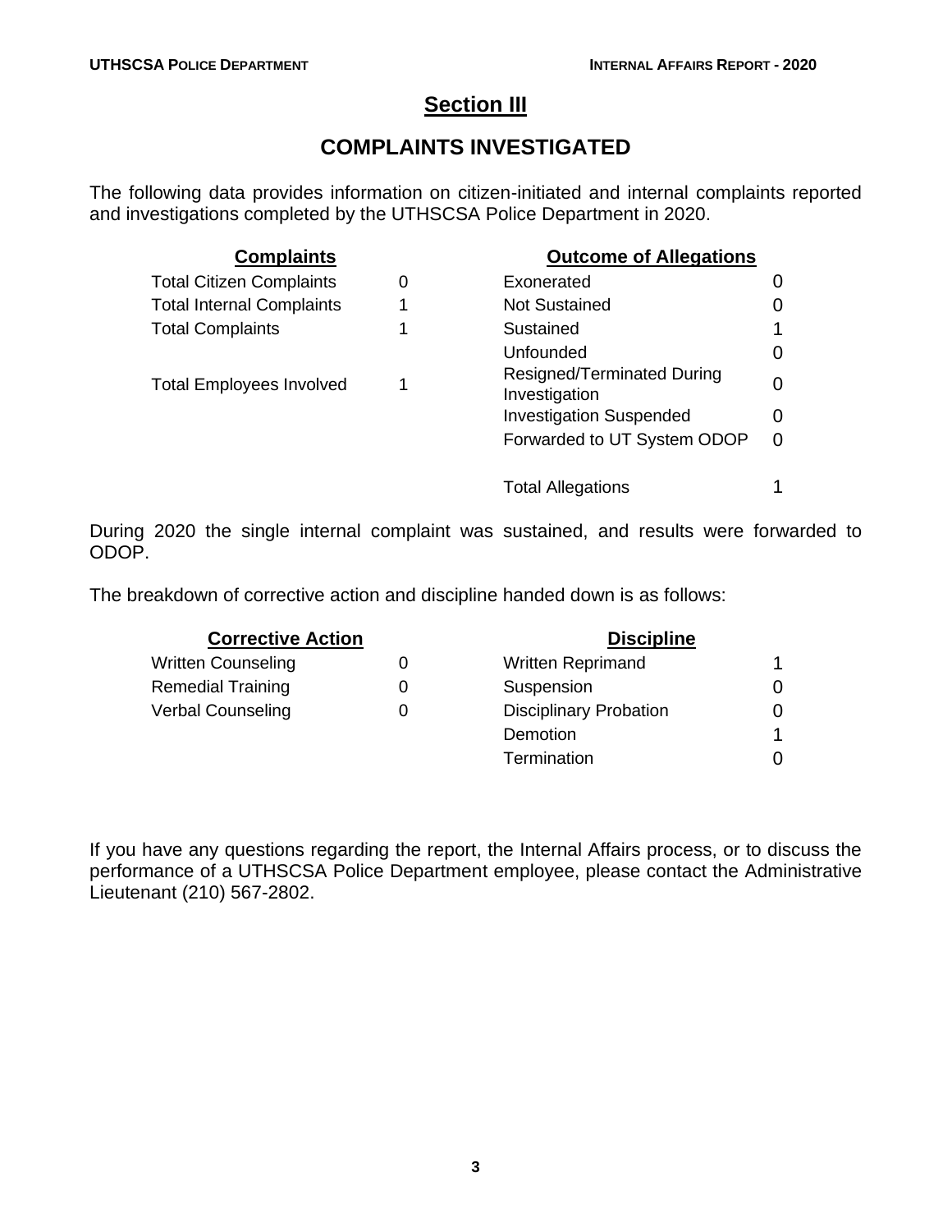## Section III

## COMPLAINTS INVESTIGATED

The following data provides information on citizen-initiated and internal complaints reported and investigations completed by the UTHSCSA Police Department in 2020.

| Complaints | | Outcome of Allegations | |
|---|---|---|---|
| Total Citizen Complaints | 0 | Exonerated | 0 |
| Total Internal Complaints | 1 | Not Sustained | 0 |
| Total Complaints | 1 | Sustained | 1 |
| | | Unfounded | 0 |
| Total Employees Involved | 1 | Resigned/Terminated During Investigation | 0 |
| | | Investigation Suspended | 0 |
| | | Forwarded to UT System ODOP | 0 |
| | | Total Allegations | 1 |

During 2020 the single internal complaint was sustained, and results were forwarded to ODOP.

The breakdown of corrective action and discipline handed down is as follows:

| Corrective Action | | Discipline | |
|---|---|---|---|
| Written Counseling | 0 | Written Reprimand | 1 |
| Remedial Training | 0 | Suspension | 0 |
| Verbal Counseling | 0 | Disciplinary Probation | 0 |
| | | Demotion | 1 |
| | | Termination | 0 |

If you have any questions regarding the report, the Internal Affairs process, or to discuss the performance of a UTHSCSA Police Department employee, please contact the Administrative Lieutenant (210) 567-2802.